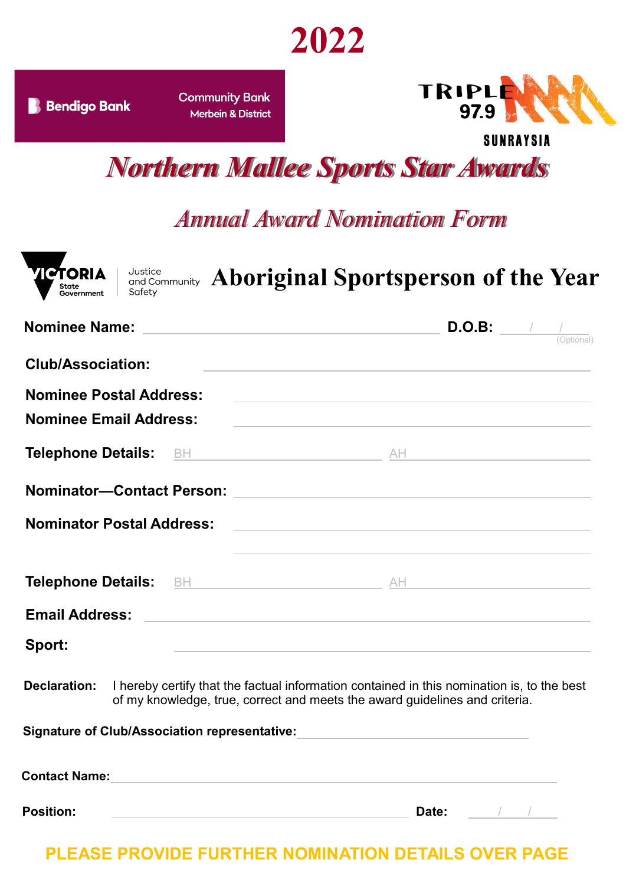# 2022

Bendigo Bank | Community Bank Merbein & District

TRIPLE M 97.9 SUNRAYSIA

## *Northern Mallee Sports Star Awards*

### *Annual Award Nomination Form*

VICTORIA State Government | Justice and Community Safety

## Aboriginal Sportsperson of the Year

**Nominee Name:** ______________________ **D.O.B:** ___/___/___ (Optional)

**Club/Association:** ______________________

**Nominee Postal Address:** ______________________

**Nominee Email Address:** ______________________

**Telephone Details:** BH ______________ AH ______________

**Nominator—Contact Person:** ______________________

**Nominator Postal Address:** ______________________

______________________

**Telephone Details:** BH ______________ AH ______________

**Email Address:** ______________________

**Sport:** ______________________

**Declaration:** I hereby certify that the factual information contained in this nomination is, to the best of my knowledge, true, correct and meets the award guidelines and criteria.

**Signature of Club/Association representative:** ______________________

**Contact Name:** ______________________

**Position:** ______________________ **Date:** ___/___/___

**PLEASE PROVIDE FURTHER NOMINATION DETAILS OVER PAGE**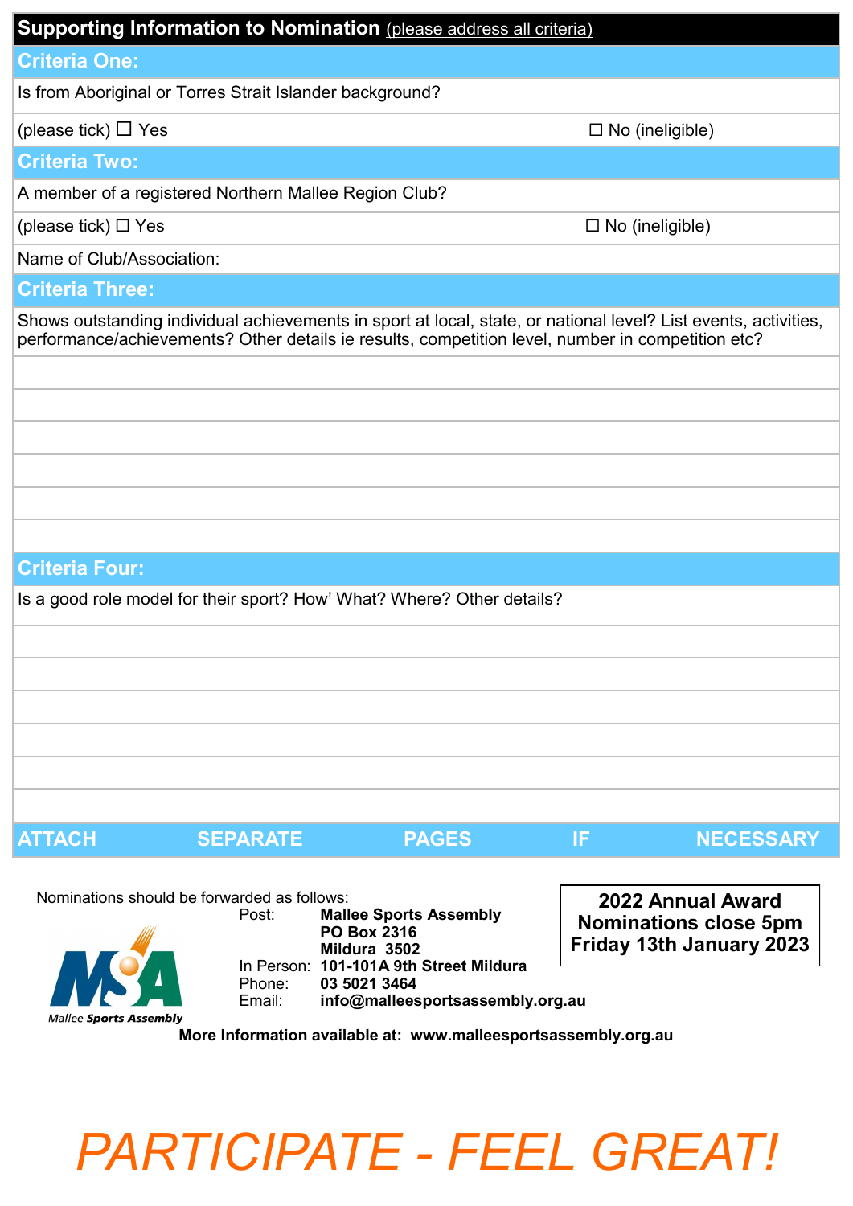## Supporting Information to Nomination (please address all criteria)

### Criteria One:

Is from Aboriginal or Torres Strait Islander background?

(please tick) ☐ Yes ☐ No (ineligible)

### Criteria Two:

A member of a registered Northern Mallee Region Club?

(please tick) ☐ Yes ☐ No (ineligible)

Name of Club/Association:

### Criteria Three:

Shows outstanding individual achievements in sport at local, state, or national level? List events, activities, performance/achievements? Other details ie results, competition level, number in competition etc?

### Criteria Four:

Is a good role model for their sport? How' What? Where? Other details?

**ATTACH SEPARATE PAGES IF NECESSARY**

Nominations should be forwarded as follows:

| | |
|---|---|
| Post: | **Mallee Sports Assembly**<br>**PO Box 2316**<br>**Mildura 3502** |
| In Person: | **101-101A 9th Street Mildura** |
| Phone: | **03 5021 3464** |
| Email: | **info@malleesportsassembly.org.au** |

**2022 Annual Award Nominations close 5pm Friday 13th January 2023**

Mallee Sports Assembly

**More Information available at: www.malleesportsassembly.org.au**

*PARTICIPATE - FEEL GREAT!*